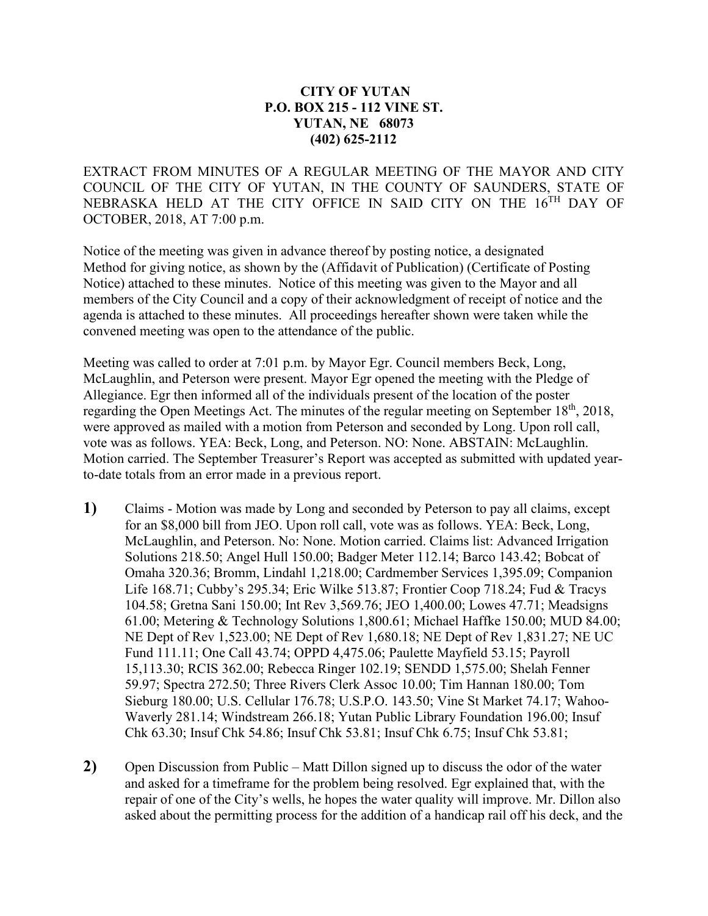**CITY OF YUTAN**
**P.O. BOX 215 - 112 VINE ST.**
**YUTAN, NE 68073**
**(402) 625-2112**

EXTRACT FROM MINUTES OF A REGULAR MEETING OF THE MAYOR AND CITY COUNCIL OF THE CITY OF YUTAN, IN THE COUNTY OF SAUNDERS, STATE OF NEBRASKA HELD AT THE CITY OFFICE IN SAID CITY ON THE 16TH DAY OF OCTOBER, 2018, AT 7:00 p.m.

Notice of the meeting was given in advance thereof by posting notice, a designated Method for giving notice, as shown by the (Affidavit of Publication) (Certificate of Posting Notice) attached to these minutes. Notice of this meeting was given to the Mayor and all members of the City Council and a copy of their acknowledgment of receipt of notice and the agenda is attached to these minutes. All proceedings hereafter shown were taken while the convened meeting was open to the attendance of the public.

Meeting was called to order at 7:01 p.m. by Mayor Egr. Council members Beck, Long, McLaughlin, and Peterson were present. Mayor Egr opened the meeting with the Pledge of Allegiance. Egr then informed all of the individuals present of the location of the poster regarding the Open Meetings Act. The minutes of the regular meeting on September 18th, 2018, were approved as mailed with a motion from Peterson and seconded by Long. Upon roll call, vote was as follows. YEA: Beck, Long, and Peterson. NO: None. ABSTAIN: McLaughlin. Motion carried. The September Treasurer's Report was accepted as submitted with updated year-to-date totals from an error made in a previous report.

**1)** Claims - Motion was made by Long and seconded by Peterson to pay all claims, except for an $8,000 bill from JEO. Upon roll call, vote was as follows. YEA: Beck, Long, McLaughlin, and Peterson. No: None. Motion carried. Claims list: Advanced Irrigation Solutions 218.50; Angel Hull 150.00; Badger Meter 112.14; Barco 143.42; Bobcat of Omaha 320.36; Bromm, Lindahl 1,218.00; Cardmember Services 1,395.09; Companion Life 168.71; Cubby's 295.34; Eric Wilke 513.87; Frontier Coop 718.24; Fud & Tracys 104.58; Gretna Sani 150.00; Int Rev 3,569.76; JEO 1,400.00; Lowes 47.71; Meadsigns 61.00; Metering & Technology Solutions 1,800.61; Michael Haffke 150.00; MUD 84.00; NE Dept of Rev 1,523.00; NE Dept of Rev 1,680.18; NE Dept of Rev 1,831.27; NE UC Fund 111.11; One Call 43.74; OPPD 4,475.06; Paulette Mayfield 53.15; Payroll 15,113.30; RCIS 362.00; Rebecca Ringer 102.19; SENDD 1,575.00; Shelah Fenner 59.97; Spectra 272.50; Three Rivers Clerk Assoc 10.00; Tim Hannan 180.00; Tom Sieburg 180.00; U.S. Cellular 176.78; U.S.P.O. 143.50; Vine St Market 74.17; Wahoo-Waverly 281.14; Windstream 266.18; Yutan Public Library Foundation 196.00; Insuf Chk 63.30; Insuf Chk 54.86; Insuf Chk 53.81; Insuf Chk 6.75; Insuf Chk 53.81;

**2)** Open Discussion from Public – Matt Dillon signed up to discuss the odor of the water and asked for a timeframe for the problem being resolved. Egr explained that, with the repair of one of the City's wells, he hopes the water quality will improve. Mr. Dillon also asked about the permitting process for the addition of a handicap rail off his deck, and the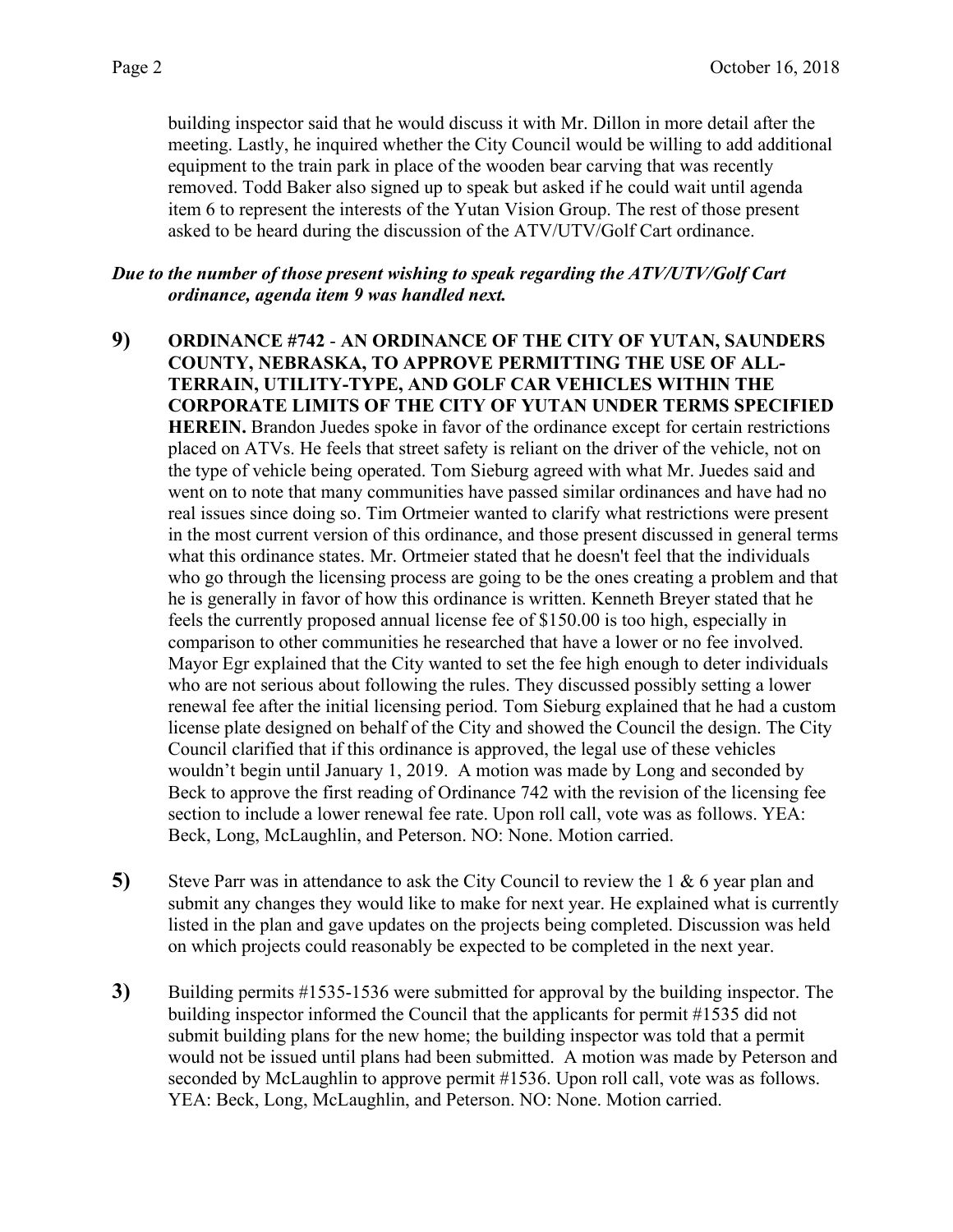building inspector said that he would discuss it with Mr. Dillon in more detail after the meeting. Lastly, he inquired whether the City Council would be willing to add additional equipment to the train park in place of the wooden bear carving that was recently removed. Todd Baker also signed up to speak but asked if he could wait until agenda item 6 to represent the interests of the Yutan Vision Group. The rest of those present asked to be heard during the discussion of the ATV/UTV/Golf Cart ordinance.

***Due to the number of those present wishing to speak regarding the ATV/UTV/Golf Cart ordinance, agenda item 9 was handled next.***

**9)** **ORDINANCE #742** - **AN ORDINANCE OF THE CITY OF YUTAN, SAUNDERS COUNTY, NEBRASKA, TO APPROVE PERMITTING THE USE OF ALL-TERRAIN, UTILITY-TYPE, AND GOLF CAR VEHICLES WITHIN THE CORPORATE LIMITS OF THE CITY OF YUTAN UNDER TERMS SPECIFIED HEREIN.** Brandon Juedes spoke in favor of the ordinance except for certain restrictions placed on ATVs. He feels that street safety is reliant on the driver of the vehicle, not on the type of vehicle being operated. Tom Sieburg agreed with what Mr. Juedes said and went on to note that many communities have passed similar ordinances and have had no real issues since doing so. Tim Ortmeier wanted to clarify what restrictions were present in the most current version of this ordinance, and those present discussed in general terms what this ordinance states. Mr. Ortmeier stated that he doesn't feel that the individuals who go through the licensing process are going to be the ones creating a problem and that he is generally in favor of how this ordinance is written. Kenneth Breyer stated that he feels the currently proposed annual license fee of $150.00 is too high, especially in comparison to other communities he researched that have a lower or no fee involved. Mayor Egr explained that the City wanted to set the fee high enough to deter individuals who are not serious about following the rules. They discussed possibly setting a lower renewal fee after the initial licensing period. Tom Sieburg explained that he had a custom license plate designed on behalf of the City and showed the Council the design. The City Council clarified that if this ordinance is approved, the legal use of these vehicles wouldn't begin until January 1, 2019. A motion was made by Long and seconded by Beck to approve the first reading of Ordinance 742 with the revision of the licensing fee section to include a lower renewal fee rate. Upon roll call, vote was as follows. YEA: Beck, Long, McLaughlin, and Peterson. NO: None. Motion carried.

**5)** Steve Parr was in attendance to ask the City Council to review the 1 & 6 year plan and submit any changes they would like to make for next year. He explained what is currently listed in the plan and gave updates on the projects being completed. Discussion was held on which projects could reasonably be expected to be completed in the next year.

**3)** Building permits #1535-1536 were submitted for approval by the building inspector. The building inspector informed the Council that the applicants for permit #1535 did not submit building plans for the new home; the building inspector was told that a permit would not be issued until plans had been submitted. A motion was made by Peterson and seconded by McLaughlin to approve permit #1536. Upon roll call, vote was as follows. YEA: Beck, Long, McLaughlin, and Peterson. NO: None. Motion carried.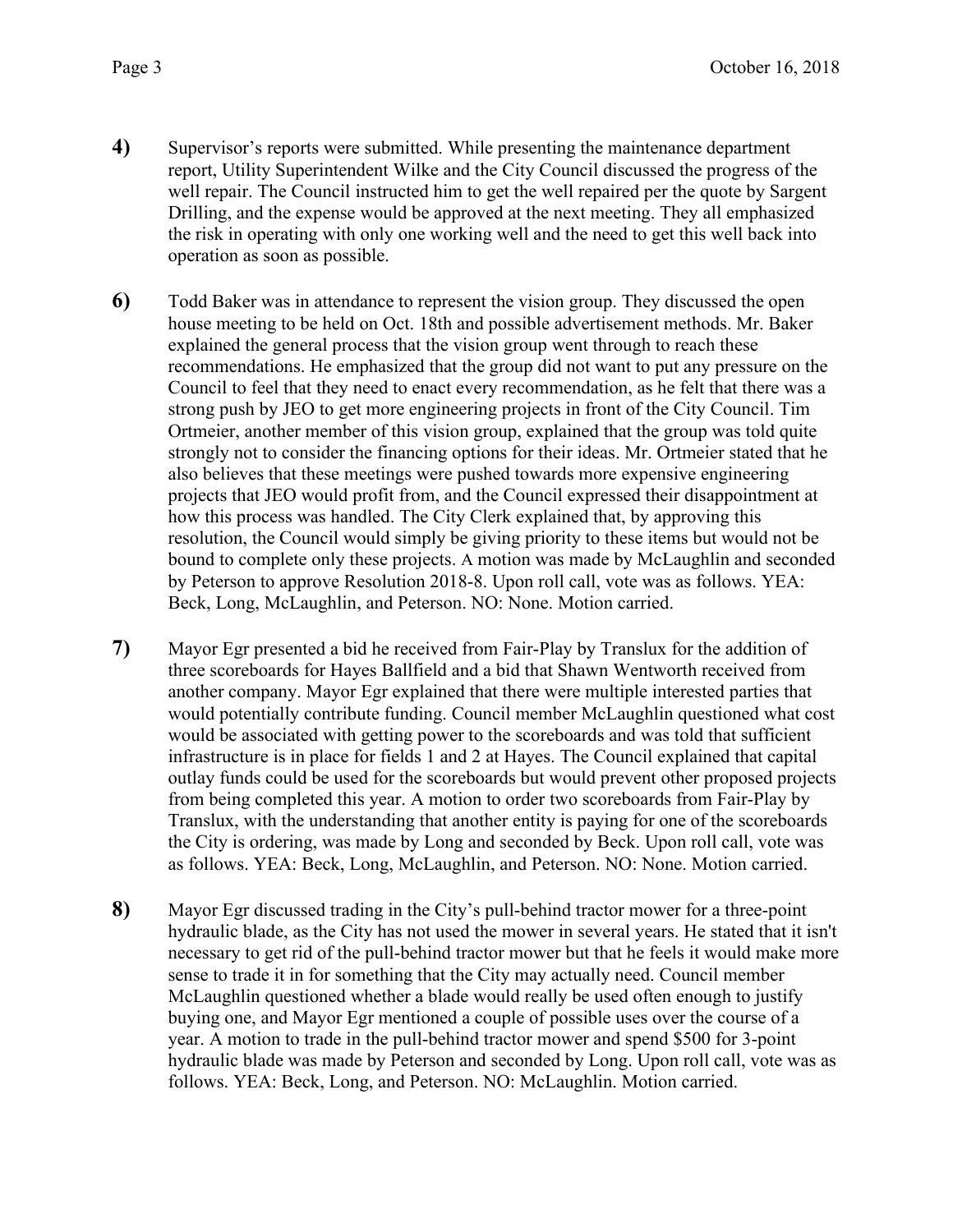**4)** Supervisor's reports were submitted. While presenting the maintenance department report, Utility Superintendent Wilke and the City Council discussed the progress of the well repair. The Council instructed him to get the well repaired per the quote by Sargent Drilling, and the expense would be approved at the next meeting. They all emphasized the risk in operating with only one working well and the need to get this well back into operation as soon as possible.

**6)** Todd Baker was in attendance to represent the vision group. They discussed the open house meeting to be held on Oct. 18th and possible advertisement methods. Mr. Baker explained the general process that the vision group went through to reach these recommendations. He emphasized that the group did not want to put any pressure on the Council to feel that they need to enact every recommendation, as he felt that there was a strong push by JEO to get more engineering projects in front of the City Council. Tim Ortmeier, another member of this vision group, explained that the group was told quite strongly not to consider the financing options for their ideas. Mr. Ortmeier stated that he also believes that these meetings were pushed towards more expensive engineering projects that JEO would profit from, and the Council expressed their disappointment at how this process was handled. The City Clerk explained that, by approving this resolution, the Council would simply be giving priority to these items but would not be bound to complete only these projects. A motion was made by McLaughlin and seconded by Peterson to approve Resolution 2018-8. Upon roll call, vote was as follows. YEA: Beck, Long, McLaughlin, and Peterson. NO: None. Motion carried.

**7)** Mayor Egr presented a bid he received from Fair-Play by Translux for the addition of three scoreboards for Hayes Ballfield and a bid that Shawn Wentworth received from another company. Mayor Egr explained that there were multiple interested parties that would potentially contribute funding. Council member McLaughlin questioned what cost would be associated with getting power to the scoreboards and was told that sufficient infrastructure is in place for fields 1 and 2 at Hayes. The Council explained that capital outlay funds could be used for the scoreboards but would prevent other proposed projects from being completed this year. A motion to order two scoreboards from Fair-Play by Translux, with the understanding that another entity is paying for one of the scoreboards the City is ordering, was made by Long and seconded by Beck. Upon roll call, vote was as follows. YEA: Beck, Long, McLaughlin, and Peterson. NO: None. Motion carried.

**8)** Mayor Egr discussed trading in the City's pull-behind tractor mower for a three-point hydraulic blade, as the City has not used the mower in several years. He stated that it isn't necessary to get rid of the pull-behind tractor mower but that he feels it would make more sense to trade it in for something that the City may actually need. Council member McLaughlin questioned whether a blade would really be used often enough to justify buying one, and Mayor Egr mentioned a couple of possible uses over the course of a year. A motion to trade in the pull-behind tractor mower and spend $500 for 3-point hydraulic blade was made by Peterson and seconded by Long. Upon roll call, vote was as follows. YEA: Beck, Long, and Peterson. NO: McLaughlin. Motion carried.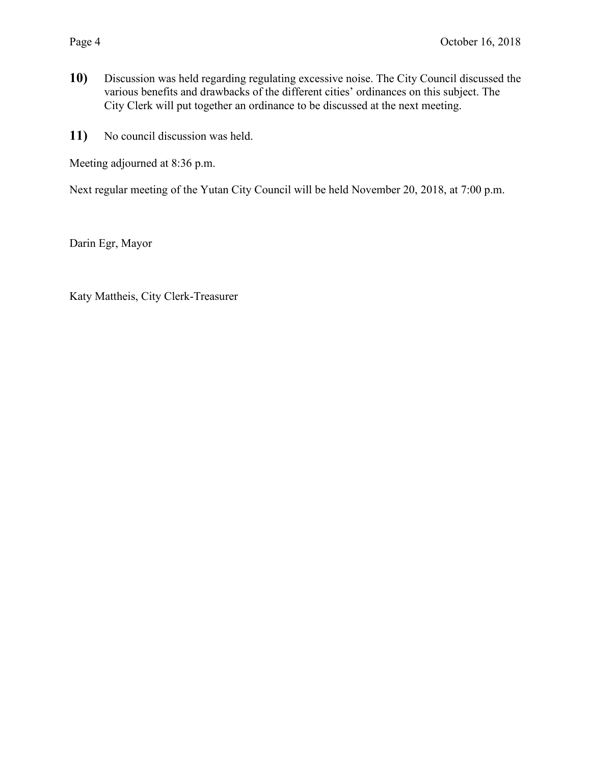**10)** Discussion was held regarding regulating excessive noise. The City Council discussed the various benefits and drawbacks of the different cities' ordinances on this subject. The City Clerk will put together an ordinance to be discussed at the next meeting.

**11)** No council discussion was held.

Meeting adjourned at 8:36 p.m.

Next regular meeting of the Yutan City Council will be held November 20, 2018, at 7:00 p.m.

Darin Egr, Mayor

Katy Mattheis, City Clerk-Treasurer